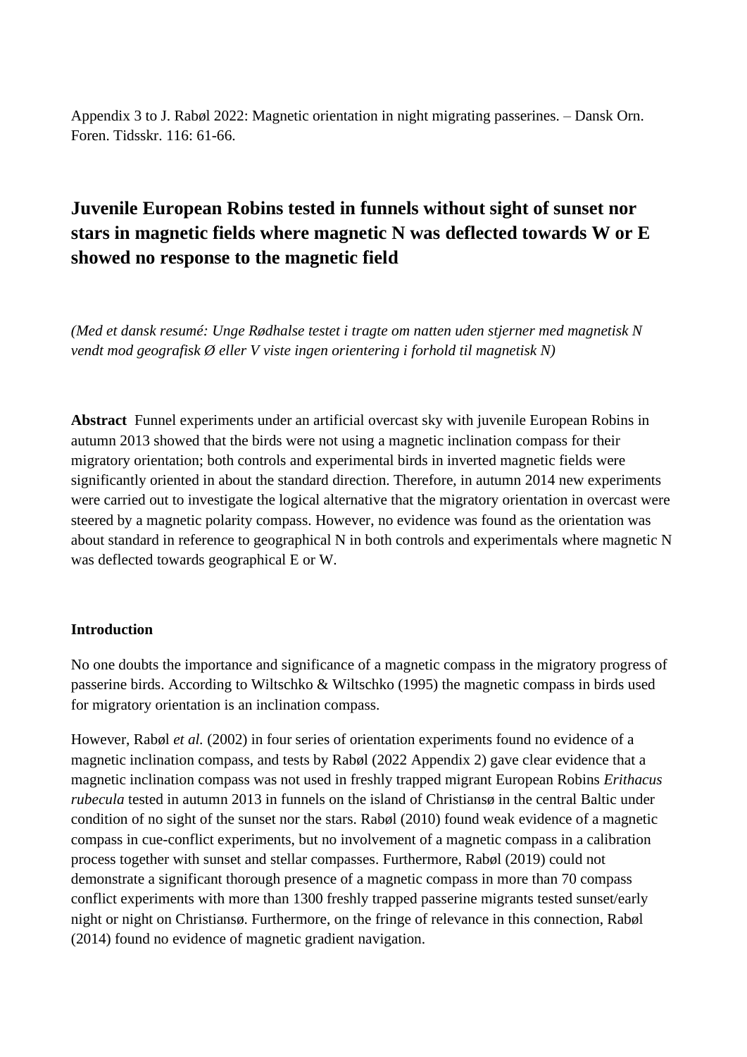Appendix 3 to J. Rabøl 2022: Magnetic orientation in night migrating passerines. – Dansk Orn. Foren. Tidsskr. 116: 61-66.

# Juvenile European Robins tested in funnels without sight of sunset nor stars in magnetic fields where magnetic N was deflected towards W or E showed no response to the magnetic field

*(Med et dansk resumé: Unge Rødhalse testet i tragte om natten uden stjerner med magnetisk N vendt mod geografisk Ø eller V viste ingen orientering i forhold til magnetisk N)*

**Abstract** Funnel experiments under an artificial overcast sky with juvenile European Robins in autumn 2013 showed that the birds were not using a magnetic inclination compass for their migratory orientation; both controls and experimental birds in inverted magnetic fields were significantly oriented in about the standard direction. Therefore, in autumn 2014 new experiments were carried out to investigate the logical alternative that the migratory orientation in overcast were steered by a magnetic polarity compass. However, no evidence was found as the orientation was about standard in reference to geographical N in both controls and experimentals where magnetic N was deflected towards geographical E or W.

## Introduction

No one doubts the importance and significance of a magnetic compass in the migratory progress of passerine birds. According to Wiltschko & Wiltschko (1995) the magnetic compass in birds used for migratory orientation is an inclination compass.

However, Rabøl *et al.* (2002) in four series of orientation experiments found no evidence of a magnetic inclination compass, and tests by Rabøl (2022 Appendix 2) gave clear evidence that a magnetic inclination compass was not used in freshly trapped migrant European Robins *Erithacus rubecula* tested in autumn 2013 in funnels on the island of Christiansø in the central Baltic under condition of no sight of the sunset nor the stars. Rabøl (2010) found weak evidence of a magnetic compass in cue-conflict experiments, but no involvement of a magnetic compass in a calibration process together with sunset and stellar compasses. Furthermore, Rabøl (2019) could not demonstrate a significant thorough presence of a magnetic compass in more than 70 compass conflict experiments with more than 1300 freshly trapped passerine migrants tested sunset/early night or night on Christiansø. Furthermore, on the fringe of relevance in this connection, Rabøl (2014) found no evidence of magnetic gradient navigation.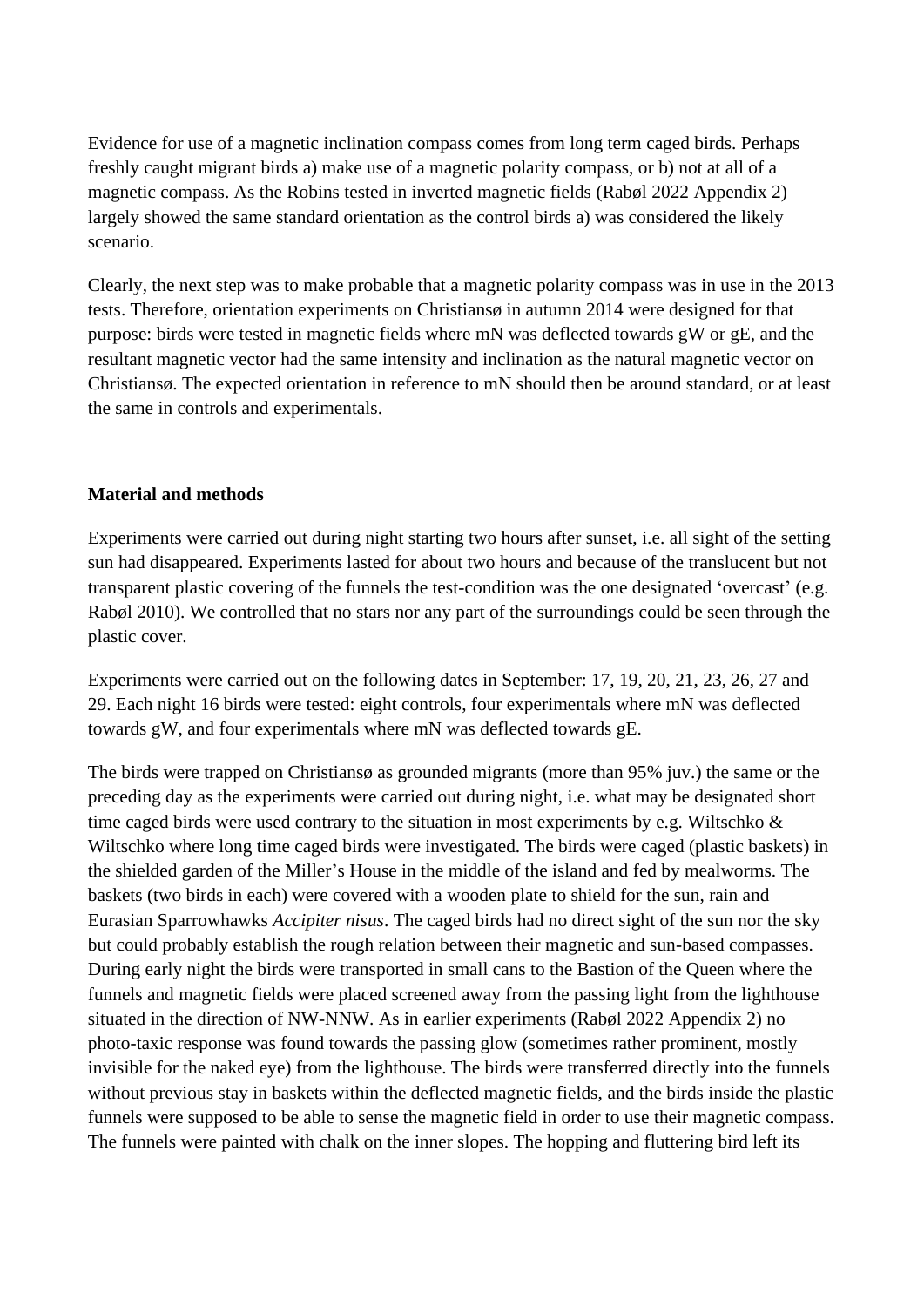Evidence for use of a magnetic inclination compass comes from long term caged birds. Perhaps freshly caught migrant birds a) make use of a magnetic polarity compass, or b) not at all of a magnetic compass. As the Robins tested in inverted magnetic fields (Rabøl 2022 Appendix 2) largely showed the same standard orientation as the control birds a) was considered the likely scenario.

Clearly, the next step was to make probable that a magnetic polarity compass was in use in the 2013 tests. Therefore, orientation experiments on Christiansø in autumn 2014 were designed for that purpose: birds were tested in magnetic fields where mN was deflected towards gW or gE, and the resultant magnetic vector had the same intensity and inclination as the natural magnetic vector on Christiansø. The expected orientation in reference to mN should then be around standard, or at least the same in controls and experimentals.

## Material and methods

Experiments were carried out during night starting two hours after sunset, i.e. all sight of the setting sun had disappeared. Experiments lasted for about two hours and because of the translucent but not transparent plastic covering of the funnels the test-condition was the one designated 'overcast' (e.g. Rabøl 2010). We controlled that no stars nor any part of the surroundings could be seen through the plastic cover.

Experiments were carried out on the following dates in September: 17, 19, 20, 21, 23, 26, 27 and 29. Each night 16 birds were tested: eight controls, four experimentals where mN was deflected towards gW, and four experimentals where mN was deflected towards gE.

The birds were trapped on Christiansø as grounded migrants (more than 95% juv.) the same or the preceding day as the experiments were carried out during night, i.e. what may be designated short time caged birds were used contrary to the situation in most experiments by e.g. Wiltschko & Wiltschko where long time caged birds were investigated. The birds were caged (plastic baskets) in the shielded garden of the Miller's House in the middle of the island and fed by mealworms. The baskets (two birds in each) were covered with a wooden plate to shield for the sun, rain and Eurasian Sparrowhawks *Accipiter nisus*. The caged birds had no direct sight of the sun nor the sky but could probably establish the rough relation between their magnetic and sun-based compasses. During early night the birds were transported in small cans to the Bastion of the Queen where the funnels and magnetic fields were placed screened away from the passing light from the lighthouse situated in the direction of NW-NNW. As in earlier experiments (Rabøl 2022 Appendix 2) no photo-taxic response was found towards the passing glow (sometimes rather prominent, mostly invisible for the naked eye) from the lighthouse. The birds were transferred directly into the funnels without previous stay in baskets within the deflected magnetic fields, and the birds inside the plastic funnels were supposed to be able to sense the magnetic field in order to use their magnetic compass. The funnels were painted with chalk on the inner slopes. The hopping and fluttering bird left its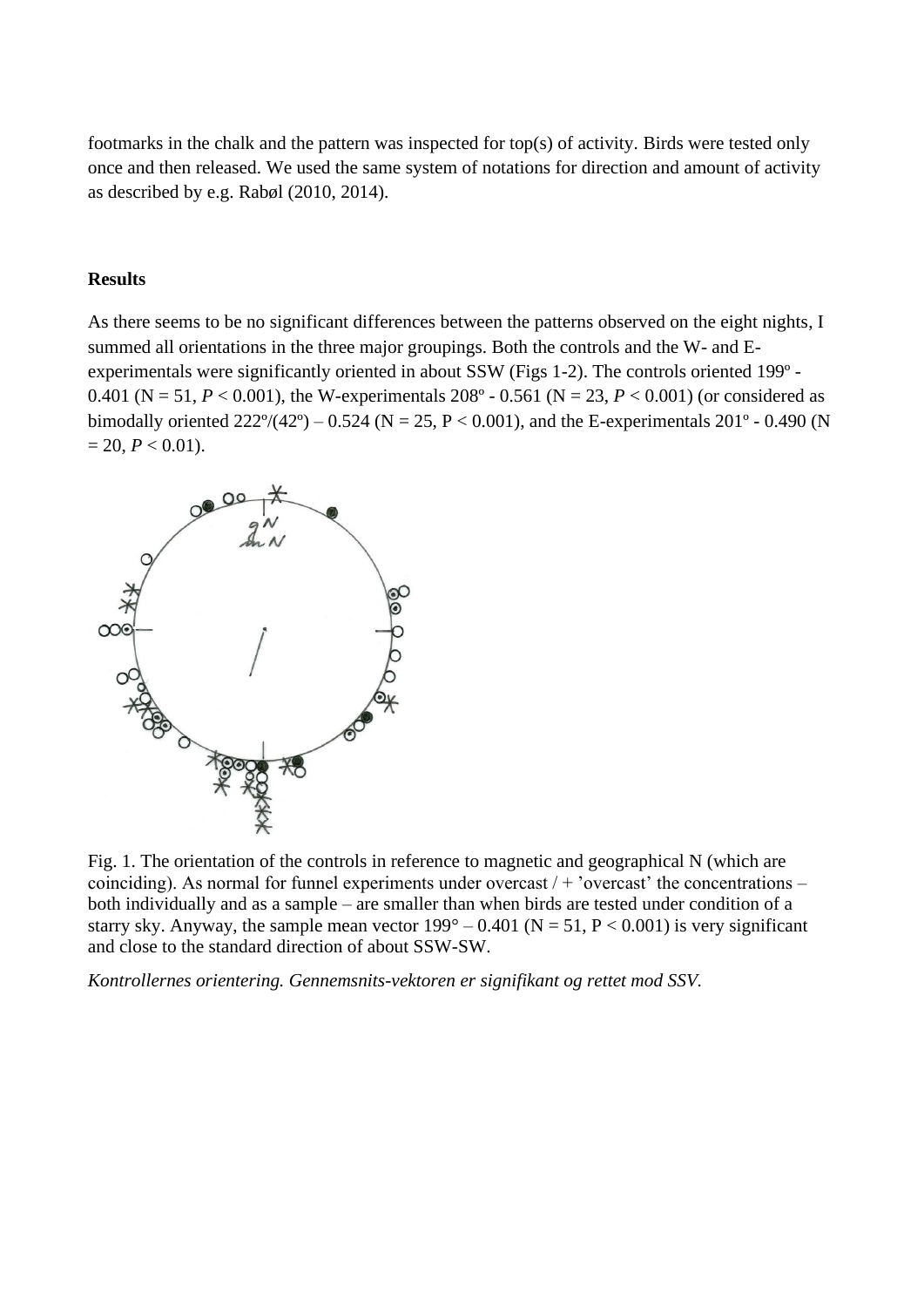footmarks in the chalk and the pattern was inspected for top(s) of activity. Birds were tested only once and then released. We used the same system of notations for direction and amount of activity as described by e.g. Rabøl (2010, 2014).

## Results

As there seems to be no significant differences between the patterns observed on the eight nights, I summed all orientations in the three major groupings. Both the controls and the W- and E-experimentals were significantly oriented in about SSW (Figs 1-2). The controls oriented 199º - 0.401 (N = 51, $P < 0.001$), the W-experimentals 208º - 0.561 (N = 23, $P < 0.001$) (or considered as bimodally oriented 222º/(42º) – 0.524 (N = 25, P < 0.001), and the E-experimentals 201º - 0.490 (N = 20, $P < 0.01$).

Fig. 1. The orientation of the controls in reference to magnetic and geographical N (which are coinciding). As normal for funnel experiments under overcast / + 'overcast' the concentrations – both individually and as a sample – are smaller than when birds are tested under condition of a starry sky. Anyway, the sample mean vector 199° – 0.401 (N = 51, P < 0.001) is very significant and close to the standard direction of about SSW-SW.

*Kontrollernes orientering. Gennemsnits-vektoren er signifikant og rettet mod SSV.*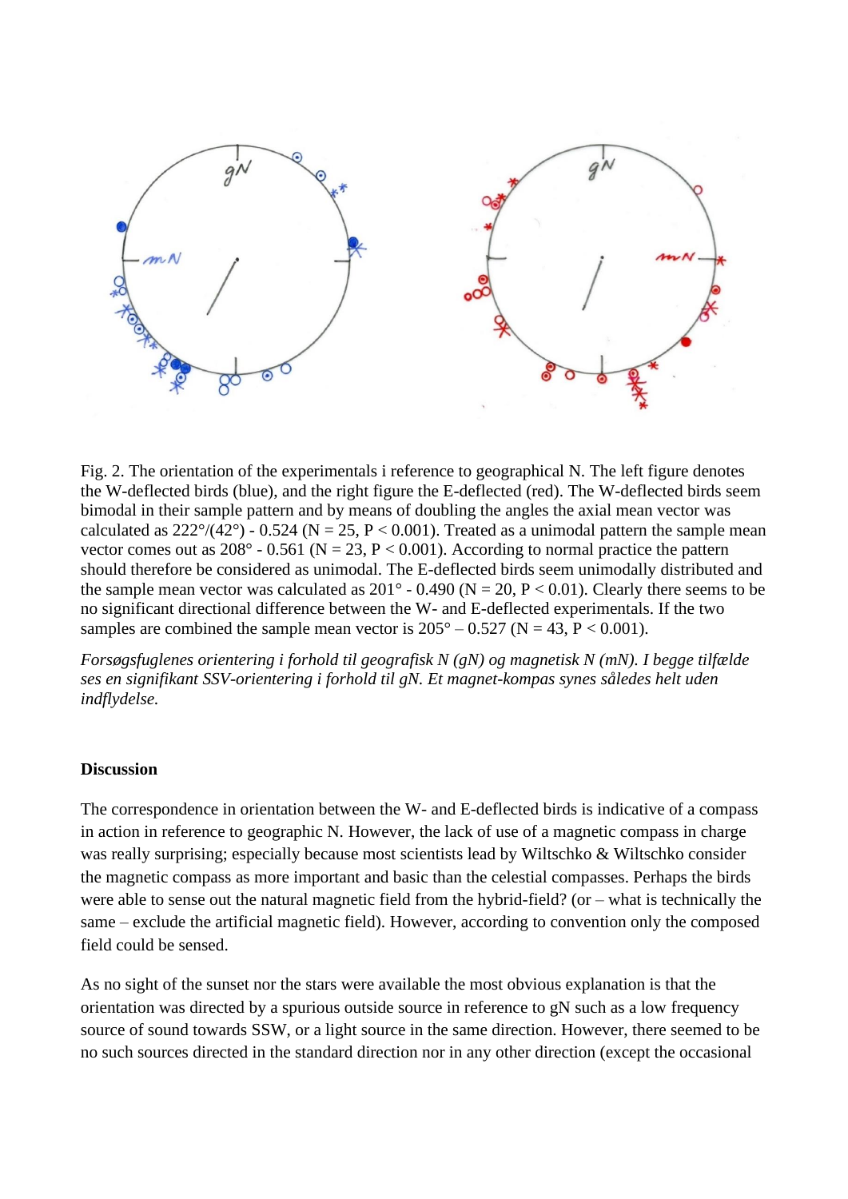Fig. 2. The orientation of the experimentals i reference to geographical N. The left figure denotes the W-deflected birds (blue), and the right figure the E-deflected (red). The W-deflected birds seem bimodal in their sample pattern and by means of doubling the angles the axial mean vector was calculated as 222°/(42°) - 0.524 ($N = 25$, $P < 0.001$). Treated as a unimodal pattern the sample mean vector comes out as 208° - 0.561 ($N = 23$, $P < 0.001$). According to normal practice the pattern should therefore be considered as unimodal. The E-deflected birds seem unimodally distributed and the sample mean vector was calculated as 201° - 0.490 ($N = 20$, $P < 0.01$). Clearly there seems to be no significant directional difference between the W- and E-deflected experimentals. If the two samples are combined the sample mean vector is 205° – 0.527 ($N = 43$, $P < 0.001$).

*Forsøgsfuglenes orientering i forhold til geografisk N (gN) og magnetisk N (mN). I begge tilfælde ses en signifikant SSV-orientering i forhold til gN. Et magnet-kompas synes således helt uden indflydelse.*

**Discussion**

The correspondence in orientation between the W- and E-deflected birds is indicative of a compass in action in reference to geographic N. However, the lack of use of a magnetic compass in charge was really surprising; especially because most scientists lead by Wiltschko & Wiltschko consider the magnetic compass as more important and basic than the celestial compasses. Perhaps the birds were able to sense out the natural magnetic field from the hybrid-field? (or – what is technically the same – exclude the artificial magnetic field). However, according to convention only the composed field could be sensed.

As no sight of the sunset nor the stars were available the most obvious explanation is that the orientation was directed by a spurious outside source in reference to gN such as a low frequency source of sound towards SSW, or a light source in the same direction. However, there seemed to be no such sources directed in the standard direction nor in any other direction (except the occasional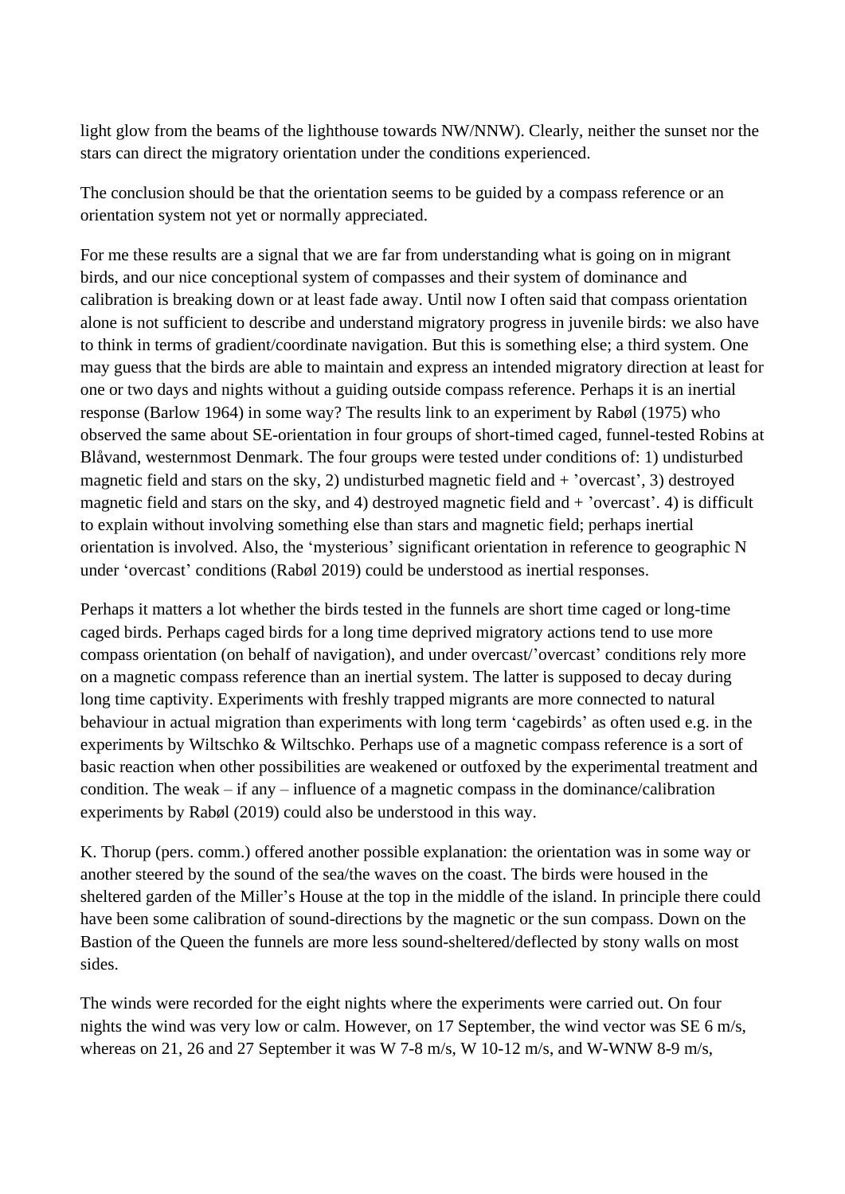light glow from the beams of the lighthouse towards NW/NNW). Clearly, neither the sunset nor the stars can direct the migratory orientation under the conditions experienced.

The conclusion should be that the orientation seems to be guided by a compass reference or an orientation system not yet or normally appreciated.

For me these results are a signal that we are far from understanding what is going on in migrant birds, and our nice conceptional system of compasses and their system of dominance and calibration is breaking down or at least fade away. Until now I often said that compass orientation alone is not sufficient to describe and understand migratory progress in juvenile birds: we also have to think in terms of gradient/coordinate navigation. But this is something else; a third system. One may guess that the birds are able to maintain and express an intended migratory direction at least for one or two days and nights without a guiding outside compass reference. Perhaps it is an inertial response (Barlow 1964) in some way? The results link to an experiment by Rabøl (1975) who observed the same about SE-orientation in four groups of short-timed caged, funnel-tested Robins at Blåvand, westernmost Denmark. The four groups were tested under conditions of: 1) undisturbed magnetic field and stars on the sky, 2) undisturbed magnetic field and + 'overcast', 3) destroyed magnetic field and stars on the sky, and 4) destroyed magnetic field and + 'overcast'. 4) is difficult to explain without involving something else than stars and magnetic field; perhaps inertial orientation is involved. Also, the 'mysterious' significant orientation in reference to geographic N under 'overcast' conditions (Rabøl 2019) could be understood as inertial responses.

Perhaps it matters a lot whether the birds tested in the funnels are short time caged or long-time caged birds. Perhaps caged birds for a long time deprived migratory actions tend to use more compass orientation (on behalf of navigation), and under overcast/'overcast' conditions rely more on a magnetic compass reference than an inertial system. The latter is supposed to decay during long time captivity. Experiments with freshly trapped migrants are more connected to natural behaviour in actual migration than experiments with long term 'cagebirds' as often used e.g. in the experiments by Wiltschko & Wiltschko. Perhaps use of a magnetic compass reference is a sort of basic reaction when other possibilities are weakened or outfoxed by the experimental treatment and condition. The weak – if any – influence of a magnetic compass in the dominance/calibration experiments by Rabøl (2019) could also be understood in this way.

K. Thorup (pers. comm.) offered another possible explanation: the orientation was in some way or another steered by the sound of the sea/the waves on the coast. The birds were housed in the sheltered garden of the Miller's House at the top in the middle of the island. In principle there could have been some calibration of sound-directions by the magnetic or the sun compass. Down on the Bastion of the Queen the funnels are more less sound-sheltered/deflected by stony walls on most sides.

The winds were recorded for the eight nights where the experiments were carried out. On four nights the wind was very low or calm. However, on 17 September, the wind vector was SE 6 m/s, whereas on 21, 26 and 27 September it was W 7-8 m/s, W 10-12 m/s, and W-WNW 8-9 m/s,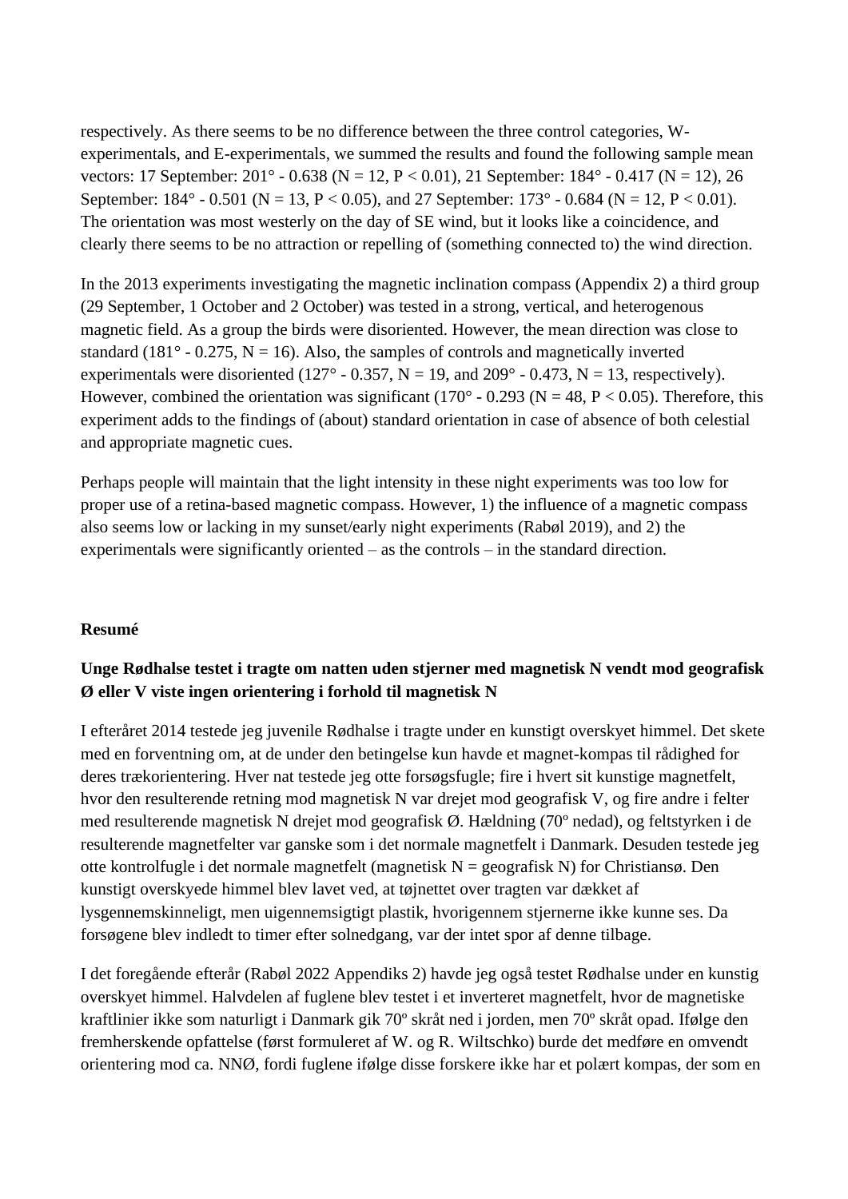respectively. As there seems to be no difference between the three control categories, W-experimentals, and E-experimentals, we summed the results and found the following sample mean vectors: 17 September: 201° - 0.638 (N = 12, $P < 0.01$), 21 September: 184° - 0.417 (N = 12), 26 September: 184° - 0.501 (N = 13, $P < 0.05$), and 27 September: 173° - 0.684 (N = 12, $P < 0.01$). The orientation was most westerly on the day of SE wind, but it looks like a coincidence, and clearly there seems to be no attraction or repelling of (something connected to) the wind direction.

In the 2013 experiments investigating the magnetic inclination compass (Appendix 2) a third group (29 September, 1 October and 2 October) was tested in a strong, vertical, and heterogenous magnetic field. As a group the birds were disoriented. However, the mean direction was close to standard (181° - 0.275, N = 16). Also, the samples of controls and magnetically inverted experimentals were disoriented (127° - 0.357, N = 19, and 209° - 0.473, N = 13, respectively). However, combined the orientation was significant (170° - 0.293 (N = 48, $P < 0.05$). Therefore, this experiment adds to the findings of (about) standard orientation in case of absence of both celestial and appropriate magnetic cues.

Perhaps people will maintain that the light intensity in these night experiments was too low for proper use of a retina-based magnetic compass. However, 1) the influence of a magnetic compass also seems low or lacking in my sunset/early night experiments (Rabøl 2019), and 2) the experimentals were significantly oriented – as the controls – in the standard direction.

**Resumé**

**Unge Rødhalse testet i tragte om natten uden stjerner med magnetisk N vendt mod geografisk Ø eller V viste ingen orientering i forhold til magnetisk N**

I efteråret 2014 testede jeg juvenile Rødhalse i tragte under en kunstigt overskyet himmel. Det skete med en forventning om, at de under den betingelse kun havde et magnet-kompas til rådighed for deres trækorientering. Hver nat testede jeg otte forsøgsfugle; fire i hvert sit kunstige magnetfelt, hvor den resulterende retning mod magnetisk N var drejet mod geografisk V, og fire andre i felter med resulterende magnetisk N drejet mod geografisk Ø. Hældning (70º nedad), og feltstyrken i de resulterende magnetfelter var ganske som i det normale magnetfelt i Danmark. Desuden testede jeg otte kontrolfugle i det normale magnetfelt (magnetisk N = geografisk N) for Christiansø. Den kunstigt overskyede himmel blev lavet ved, at tøjnettet over tragten var dækket af lysgennemskinneligt, men uigennemsigtigt plastik, hvorigennem stjernerne ikke kunne ses. Da forsøgene blev indledt to timer efter solnedgang, var der intet spor af denne tilbage.

I det foregående efterår (Rabøl 2022 Appendiks 2) havde jeg også testet Rødhalse under en kunstig overskyet himmel. Halvdelen af fuglene blev testet i et inverteret magnetfelt, hvor de magnetiske kraftlinier ikke som naturligt i Danmark gik 70º skråt ned i jorden, men 70º skråt opad. Ifølge den fremherskende opfattelse (først formuleret af W. og R. Wiltschko) burde det medføre en omvendt orientering mod ca. NNØ, fordi fuglene ifølge disse forskere ikke har et polært kompas, der som en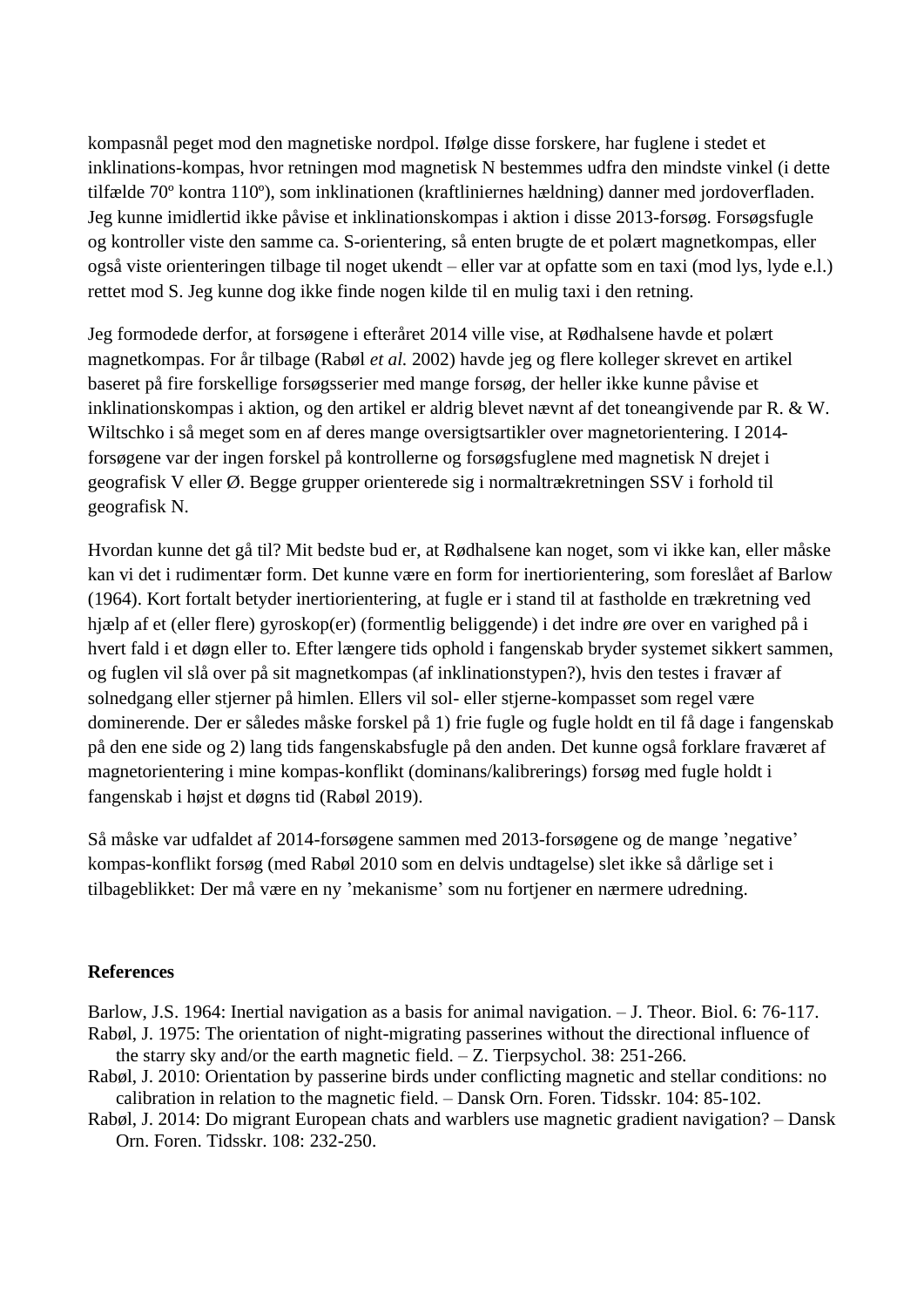kompasnål peget mod den magnetiske nordpol. Ifølge disse forskere, har fuglene i stedet et inklinations-kompas, hvor retningen mod magnetisk N bestemmes udfra den mindste vinkel (i dette tilfælde 70º kontra 110º), som inklinationen (kraftliniernes hældning) danner med jordoverfladen. Jeg kunne imidlertid ikke påvise et inklinationskompas i aktion i disse 2013-forsøg. Forsøgsfugle og kontroller viste den samme ca. S-orientering, så enten brugte de et polært magnetkompas, eller også viste orienteringen tilbage til noget ukendt – eller var at opfatte som en taxi (mod lys, lyde e.l.) rettet mod S. Jeg kunne dog ikke finde nogen kilde til en mulig taxi i den retning.

Jeg formodede derfor, at forsøgene i efteråret 2014 ville vise, at Rødhalsene havde et polært magnetkompas. For år tilbage (Rabøl *et al.* 2002) havde jeg og flere kolleger skrevet en artikel baseret på fire forskellige forsøgsserier med mange forsøg, der heller ikke kunne påvise et inklinationskompas i aktion, og den artikel er aldrig blevet nævnt af det toneangivende par R. & W. Wiltschko i så meget som en af deres mange oversigtsartikler over magnetorientering. I 2014-forsøgene var der ingen forskel på kontrollerne og forsøgsfuglene med magnetisk N drejet i geografisk V eller Ø. Begge grupper orienterede sig i normaltrækretningen SSV i forhold til geografisk N.

Hvordan kunne det gå til? Mit bedste bud er, at Rødhalsene kan noget, som vi ikke kan, eller måske kan vi det i rudimentær form. Det kunne være en form for inertiorientering, som foreslået af Barlow (1964). Kort fortalt betyder inertiorientering, at fugle er i stand til at fastholde en trækretning ved hjælp af et (eller flere) gyroskop(er) (formentlig beliggende) i det indre øre over en varighed på i hvert fald i et døgn eller to. Efter længere tids ophold i fangenskab bryder systemet sikkert sammen, og fuglen vil slå over på sit magnetkompas (af inklinationstypen?), hvis den testes i fravær af solnedgang eller stjerner på himlen. Ellers vil sol- eller stjerne-kompasset som regel være dominerende. Der er således måske forskel på 1) frie fugle og fugle holdt en til få dage i fangenskab på den ene side og 2) lang tids fangenskabsfugle på den anden. Det kunne også forklare fraværet af magnetorientering i mine kompas-konflikt (dominans/kalibrerings) forsøg med fugle holdt i fangenskab i højst et døgns tid (Rabøl 2019).

Så måske var udfaldet af 2014-forsøgene sammen med 2013-forsøgene og de mange 'negative' kompas-konflikt forsøg (med Rabøl 2010 som en delvis undtagelse) slet ikke så dårlige set i tilbageblikket: Der må være en ny 'mekanisme' som nu fortjener en nærmere udredning.

**References**

Barlow, J.S. 1964: Inertial navigation as a basis for animal navigation. – J. Theor. Biol. 6: 76-117.

Rabøl, J. 1975: The orientation of night-migrating passerines without the directional influence of the starry sky and/or the earth magnetic field. – Z. Tierpsychol. 38: 251-266.

Rabøl, J. 2010: Orientation by passerine birds under conflicting magnetic and stellar conditions: no calibration in relation to the magnetic field. – Dansk Orn. Foren. Tidsskr. 104: 85-102.

Rabøl, J. 2014: Do migrant European chats and warblers use magnetic gradient navigation? – Dansk Orn. Foren. Tidsskr. 108: 232-250.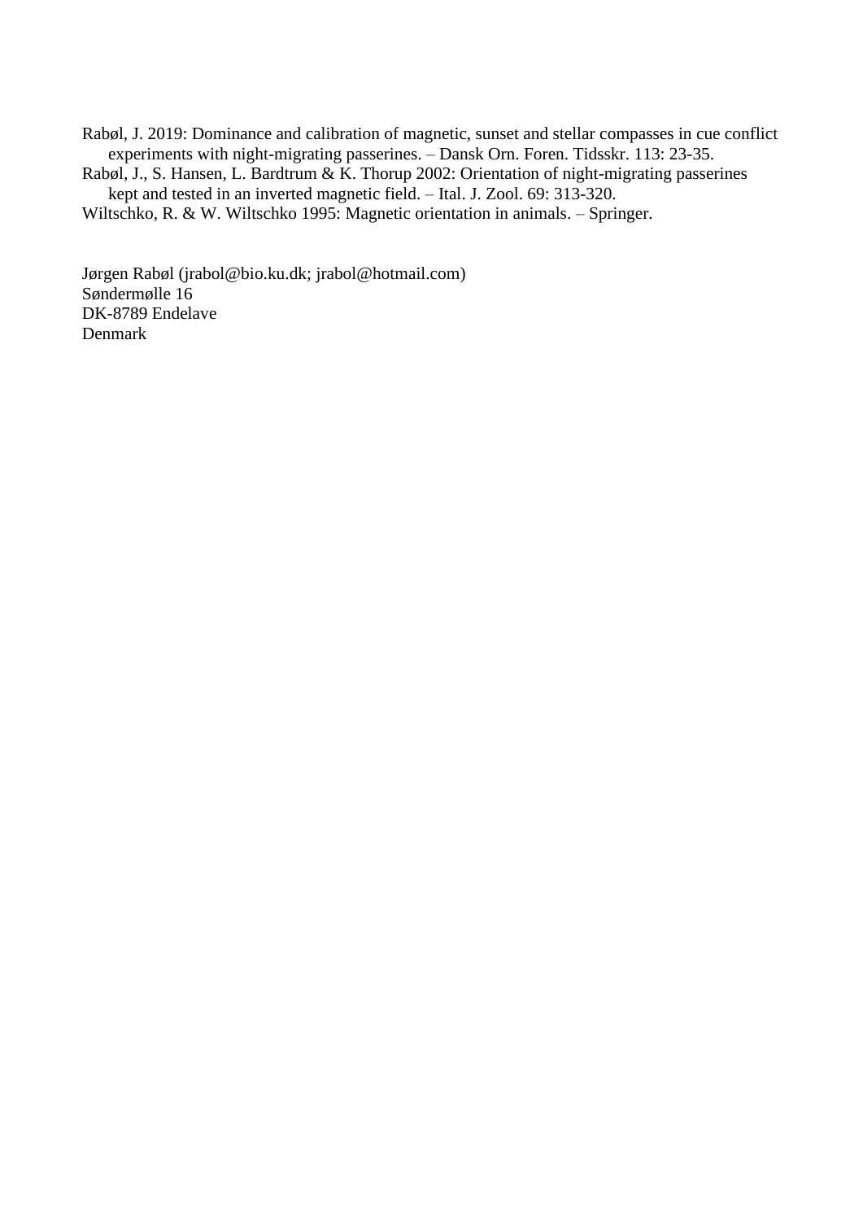Rabøl, J. 2019: Dominance and calibration of magnetic, sunset and stellar compasses in cue conflict experiments with night-migrating passerines. – Dansk Orn. Foren. Tidsskr. 113: 23-35.

Rabøl, J., S. Hansen, L. Bardtrum & K. Thorup 2002: Orientation of night-migrating passerines kept and tested in an inverted magnetic field. – Ital. J. Zool. 69: 313-320.

Wiltschko, R. & W. Wiltschko 1995: Magnetic orientation in animals. – Springer.

Jørgen Rabøl (jrabol@bio.ku.dk; jrabol@hotmail.com)  
Søndermølle 16  
DK-8789 Endelave  
Denmark